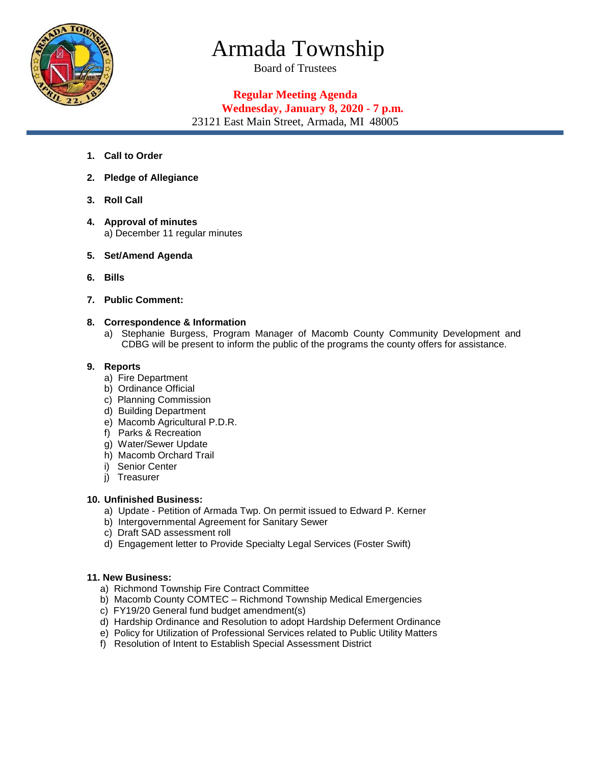# Armada Township

Board of Trustees

**Regular Meeting Agenda**
**Wednesday, January 8, 2020 - 7 p.m.**
23121 East Main Street, Armada, MI 48005

1. **Call to Order**

2. **Pledge of Allegiance**

3. **Roll Call**

4. **Approval of minutes**
   a) December 11 regular minutes

5. **Set/Amend Agenda**

6. **Bills**

7. **Public Comment:**

8. **Correspondence & Information**
   a) Stephanie Burgess, Program Manager of Macomb County Community Development and CDBG will be present to inform the public of the programs the county offers for assistance.

9. **Reports**
   a) Fire Department
   b) Ordinance Official
   c) Planning Commission
   d) Building Department
   e) Macomb Agricultural P.D.R.
   f) Parks & Recreation
   g) Water/Sewer Update
   h) Macomb Orchard Trail
   i) Senior Center
   j) Treasurer

10. **Unfinished Business:**
    a) Update - Petition of Armada Twp. On permit issued to Edward P. Kerner
    b) Intergovernmental Agreement for Sanitary Sewer
    c) Draft SAD assessment roll
    d) Engagement letter to Provide Specialty Legal Services (Foster Swift)

11. **New Business:**
    a) Richmond Township Fire Contract Committee
    b) Macomb County COMTEC – Richmond Township Medical Emergencies
    c) FY19/20 General fund budget amendment(s)
    d) Hardship Ordinance and Resolution to adopt Hardship Deferment Ordinance
    e) Policy for Utilization of Professional Services related to Public Utility Matters
    f) Resolution of Intent to Establish Special Assessment District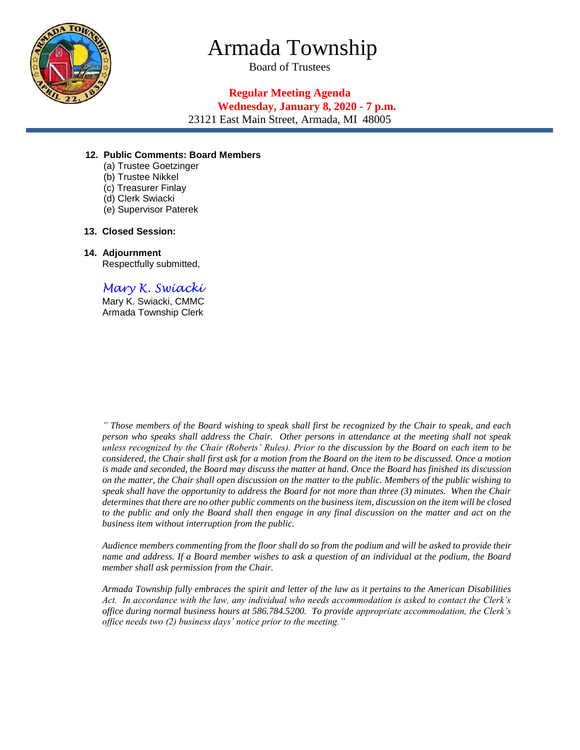# Armada Township

Board of Trustees

**Regular Meeting Agenda**
**Wednesday, January 8, 2020 - 7 p.m.**
23121 East Main Street, Armada, MI 48005

**12. Public Comments: Board Members**

(a) Trustee Goetzinger
(b) Trustee Nikkel
(c) Treasurer Finlay
(d) Clerk Swiacki
(e) Supervisor Paterek

**13. Closed Session:**

**14. Adjournment**

Respectfully submitted,

*Mary K. Swiacki*
Mary K. Swiacki, CMMC
Armada Township Clerk

*" Those members of the Board wishing to speak shall first be recognized by the Chair to speak, and each person who speaks shall address the Chair. Other persons in attendance at the meeting shall not speak unless recognized by the Chair (Roberts' Rules). Prior to the discussion by the Board on each item to be considered, the Chair shall first ask for a motion from the Board on the item to be discussed. Once a motion is made and seconded, the Board may discuss the matter at hand. Once the Board has finished its discussion on the matter, the Chair shall open discussion on the matter to the public. Members of the public wishing to speak shall have the opportunity to address the Board for not more than three (3) minutes. When the Chair determines that there are no other public comments on the business item, discussion on the item will be closed to the public and only the Board shall then engage in any final discussion on the matter and act on the business item without interruption from the public.*

*Audience members commenting from the floor shall do so from the podium and will be asked to provide their name and address. If a Board member wishes to ask a question of an individual at the podium, the Board member shall ask permission from the Chair.*

*Armada Township fully embraces the spirit and letter of the law as it pertains to the American Disabilities Act. In accordance with the law, any individual who needs accommodation is asked to contact the Clerk's office during normal business hours at 586.784.5200. To provide appropriate accommodation, the Clerk's office needs two (2) business days' notice prior to the meeting."*